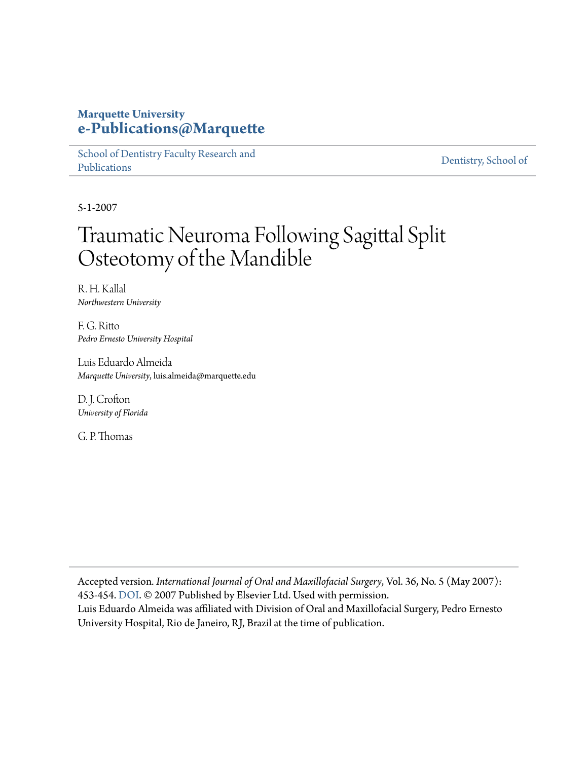**Marquette University**
**e-Publications@Marquette**

School of Dentistry Faculty Research and Publications | Dentistry, School of

5-1-2007

# Traumatic Neuroma Following Sagittal Split Osteotomy of the Mandible

R. H. Kallal
*Northwestern University*

F. G. Ritto
*Pedro Ernesto University Hospital*

Luis Eduardo Almeida
*Marquette University*, luis.almeida@marquette.edu

D. J. Crofton
*University of Florida*

G. P. Thomas

---

Accepted version. *International Journal of Oral and Maxillofacial Surgery*, Vol. 36, No. 5 (May 2007): 453-454. DOI. © 2007 Published by Elsevier Ltd. Used with permission.
Luis Eduardo Almeida was affiliated with Division of Oral and Maxillofacial Surgery, Pedro Ernesto University Hospital, Rio de Janeiro, RJ, Brazil at the time of publication.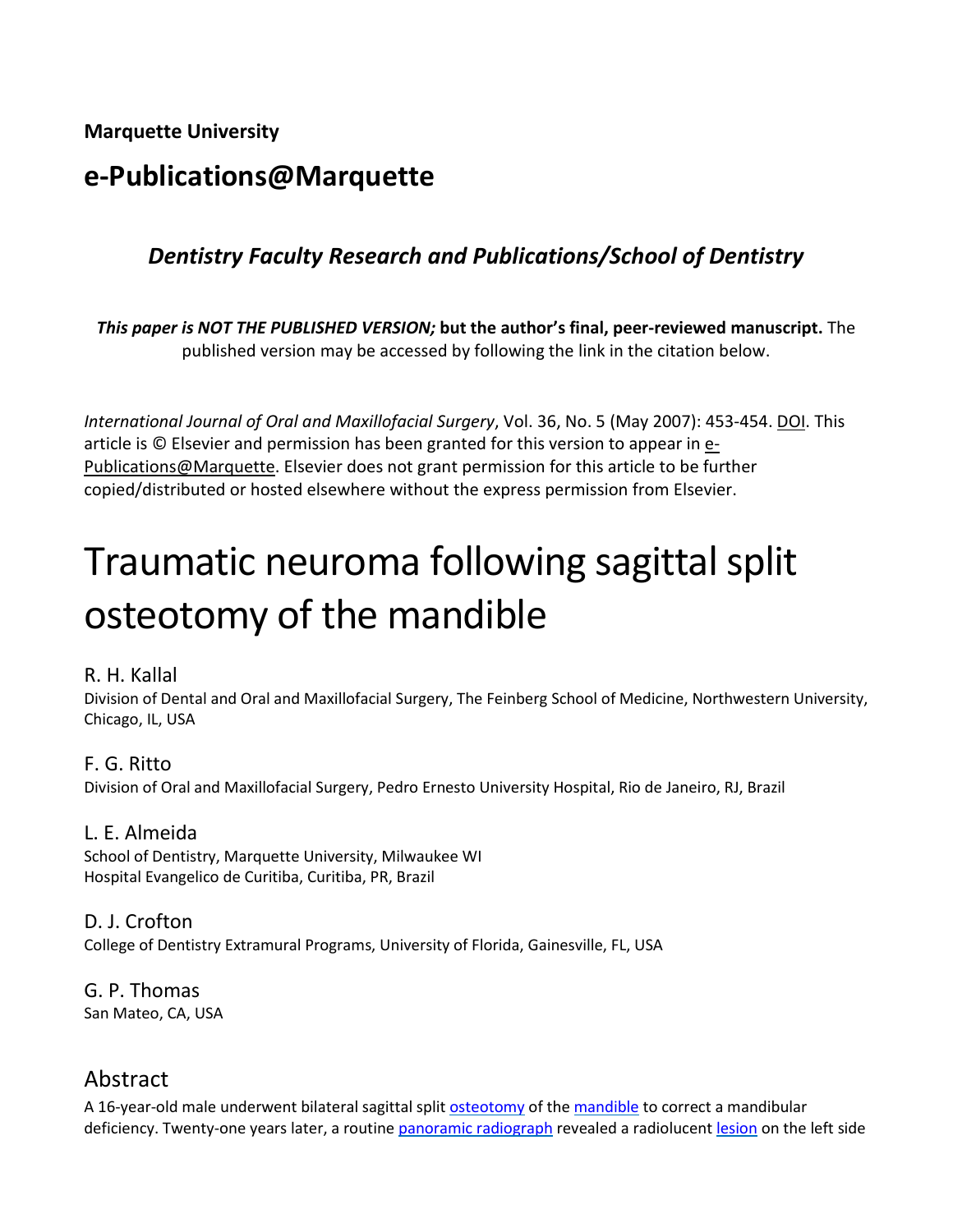**Marquette University**

# e-Publications@Marquette

***Dentistry Faculty Research and Publications/School of Dentistry***

***This paper is NOT THE PUBLISHED VERSION;*** **but the author's final, peer-reviewed manuscript.** The published version may be accessed by following the link in the citation below.

*International Journal of Oral and Maxillofacial Surgery*, Vol. 36, No. 5 (May 2007): 453-454. DOI. This article is © Elsevier and permission has been granted for this version to appear in e-Publications@Marquette. Elsevier does not grant permission for this article to be further copied/distributed or hosted elsewhere without the express permission from Elsevier.

# Traumatic neuroma following sagittal split osteotomy of the mandible

R. H. Kallal
Division of Dental and Oral and Maxillofacial Surgery, The Feinberg School of Medicine, Northwestern University, Chicago, IL, USA

F. G. Ritto
Division of Oral and Maxillofacial Surgery, Pedro Ernesto University Hospital, Rio de Janeiro, RJ, Brazil

L. E. Almeida
School of Dentistry, Marquette University, Milwaukee WI
Hospital Evangelico de Curitiba, Curitiba, PR, Brazil

D. J. Crofton
College of Dentistry Extramural Programs, University of Florida, Gainesville, FL, USA

G. P. Thomas
San Mateo, CA, USA

## Abstract

A 16-year-old male underwent bilateral sagittal split osteotomy of the mandible to correct a mandibular deficiency. Twenty-one years later, a routine panoramic radiograph revealed a radiolucent lesion on the left side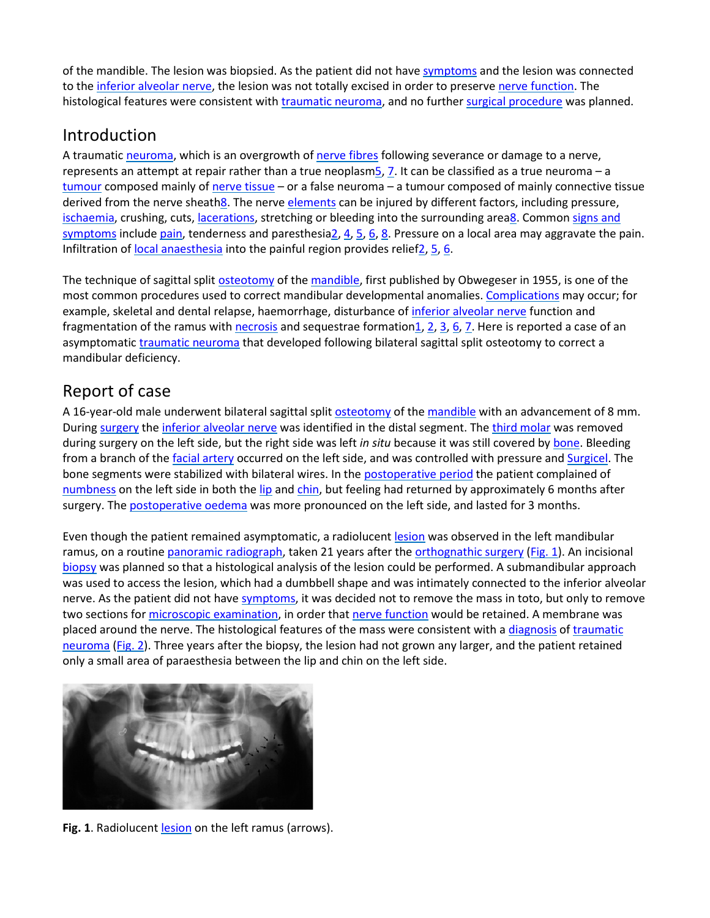of the mandible. The lesion was biopsied. As the patient did not have symptoms and the lesion was connected to the inferior alveolar nerve, the lesion was not totally excised in order to preserve nerve function. The histological features were consistent with traumatic neuroma, and no further surgical procedure was planned.

## Introduction

A traumatic neuroma, which is an overgrowth of nerve fibres following severance or damage to a nerve, represents an attempt at repair rather than a true neoplasm[5], [7]. It can be classified as a true neuroma – a tumour composed mainly of nerve tissue – or a false neuroma – a tumour composed of mainly connective tissue derived from the nerve sheath[8]. The nerve elements can be injured by different factors, including pressure, ischaemia, crushing, cuts, lacerations, stretching or bleeding into the surrounding area[8]. Common signs and symptoms include pain, tenderness and paresthesia[2], [4], [5], [6], [8]. Pressure on a local area may aggravate the pain. Infiltration of local anaesthesia into the painful region provides relief[2], [5], [6].

The technique of sagittal split osteotomy of the mandible, first published by Obwegeser in 1955, is one of the most common procedures used to correct mandibular developmental anomalies. Complications may occur; for example, skeletal and dental relapse, haemorrhage, disturbance of inferior alveolar nerve function and fragmentation of the ramus with necrosis and sequestrae formation[1], [2], [3], [6], [7]. Here is reported a case of an asymptomatic traumatic neuroma that developed following bilateral sagittal split osteotomy to correct a mandibular deficiency.

## Report of case

A 16-year-old male underwent bilateral sagittal split osteotomy of the mandible with an advancement of 8 mm. During surgery the inferior alveolar nerve was identified in the distal segment. The third molar was removed during surgery on the left side, but the right side was left *in situ* because it was still covered by bone. Bleeding from a branch of the facial artery occurred on the left side, and was controlled with pressure and Surgicel. The bone segments were stabilized with bilateral wires. In the postoperative period the patient complained of numbness on the left side in both the lip and chin, but feeling had returned by approximately 6 months after surgery. The postoperative oedema was more pronounced on the left side, and lasted for 3 months.

Even though the patient remained asymptomatic, a radiolucent lesion was observed in the left mandibular ramus, on a routine panoramic radiograph, taken 21 years after the orthognathic surgery (Fig. 1). An incisional biopsy was planned so that a histological analysis of the lesion could be performed. A submandibular approach was used to access the lesion, which had a dumbbell shape and was intimately connected to the inferior alveolar nerve. As the patient did not have symptoms, it was decided not to remove the mass in toto, but only to remove two sections for microscopic examination, in order that nerve function would be retained. A membrane was placed around the nerve. The histological features of the mass were consistent with a diagnosis of traumatic neuroma (Fig. 2). Three years after the biopsy, the lesion had not grown any larger, and the patient retained only a small area of paraesthesia between the lip and chin on the left side.

**Fig. 1**. Radiolucent lesion on the left ramus (arrows).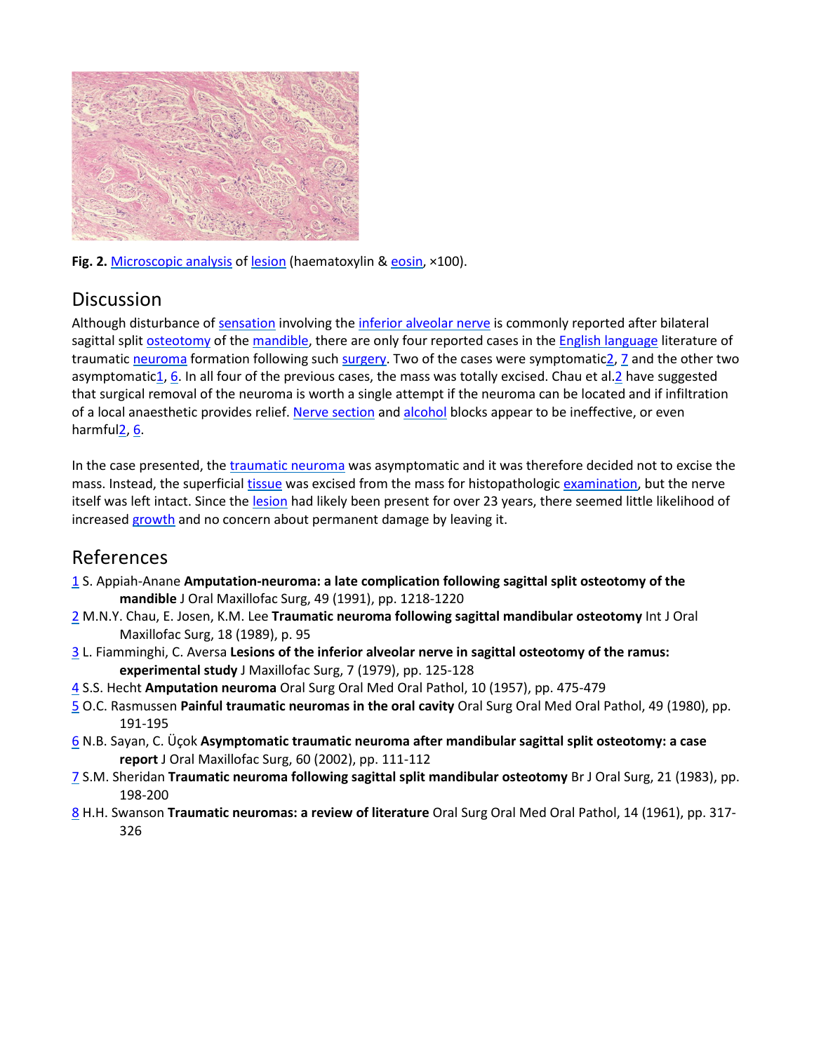**Fig. 2.** Microscopic analysis of lesion (haematoxylin & eosin, ×100).

## Discussion

Although disturbance of sensation involving the inferior alveolar nerve is commonly reported after bilateral sagittal split osteotomy of the mandible, there are only four reported cases in the English language literature of traumatic neuroma formation following such surgery. Two of the cases were symptomatic[2, 7] and the other two asymptomatic[1, 6]. In all four of the previous cases, the mass was totally excised. Chau et al.[2] have suggested that surgical removal of the neuroma is worth a single attempt if the neuroma can be located and if infiltration of a local anaesthetic provides relief. Nerve section and alcohol blocks appear to be ineffective, or even harmful[2, 6].

In the case presented, the traumatic neuroma was asymptomatic and it was therefore decided not to excise the mass. Instead, the superficial tissue was excised from the mass for histopathologic examination, but the nerve itself was left intact. Since the lesion had likely been present for over 23 years, there seemed little likelihood of increased growth and no concern about permanent damage by leaving it.

## References

1. S. Appiah-Anane **Amputation-neuroma: a late complication following sagittal split osteotomy of the mandible** J Oral Maxillofac Surg, 49 (1991), pp. 1218-1220
2. M.N.Y. Chau, E. Josen, K.M. Lee **Traumatic neuroma following sagittal mandibular osteotomy** Int J Oral Maxillofac Surg, 18 (1989), p. 95
3. L. Fiamminghi, C. Aversa **Lesions of the inferior alveolar nerve in sagittal osteotomy of the ramus: experimental study** J Maxillofac Surg, 7 (1979), pp. 125-128
4. S.S. Hecht **Amputation neuroma** Oral Surg Oral Med Oral Pathol, 10 (1957), pp. 475-479
5. O.C. Rasmussen **Painful traumatic neuromas in the oral cavity** Oral Surg Oral Med Oral Pathol, 49 (1980), pp. 191-195
6. N.B. Sayan, C. Üçok **Asymptomatic traumatic neuroma after mandibular sagittal split osteotomy: a case report** J Oral Maxillofac Surg, 60 (2002), pp. 111-112
7. S.M. Sheridan **Traumatic neuroma following sagittal split mandibular osteotomy** Br J Oral Surg, 21 (1983), pp. 198-200
8. H.H. Swanson **Traumatic neuromas: a review of literature** Oral Surg Oral Med Oral Pathol, 14 (1961), pp. 317-326